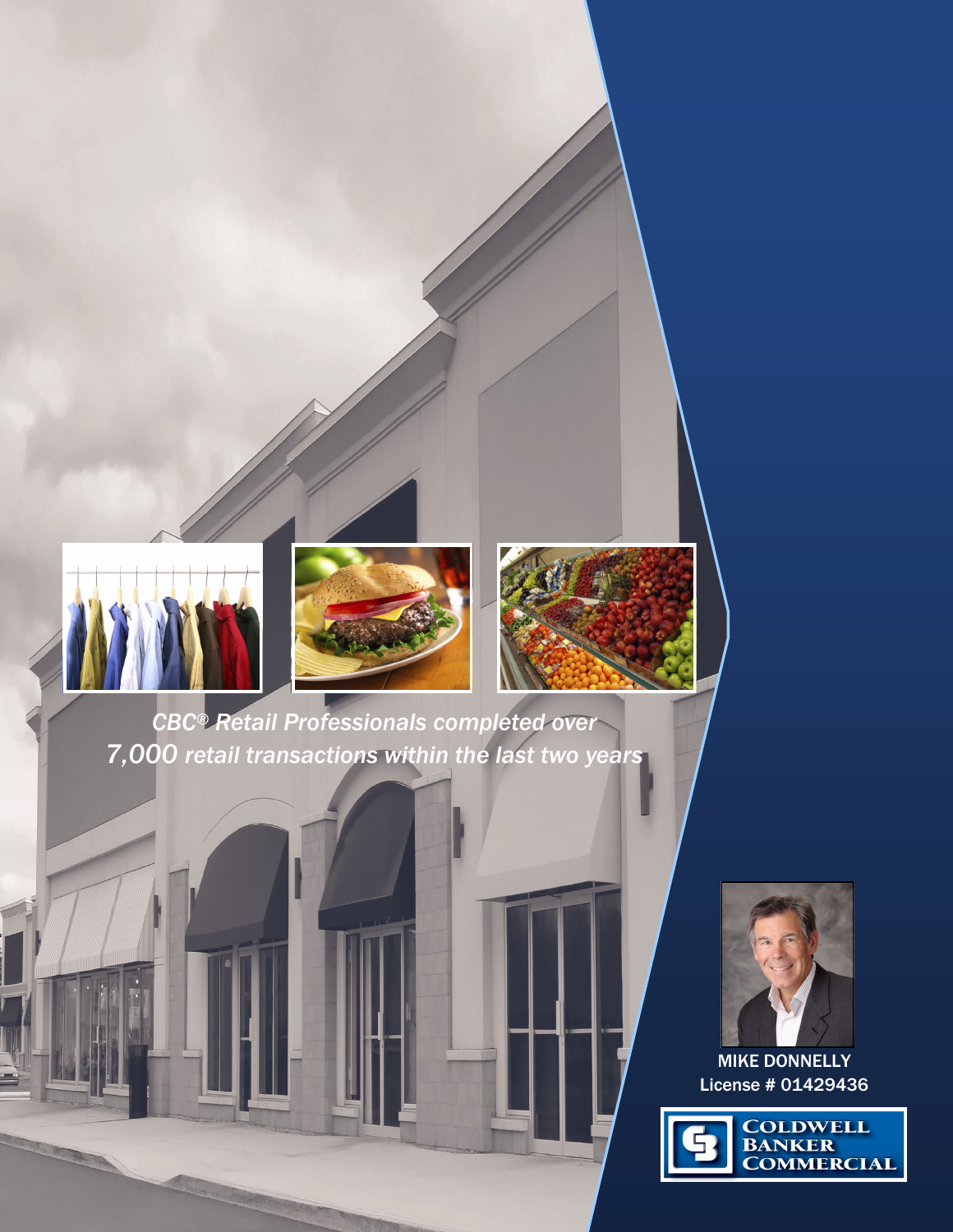*CBC® Retail Professionals completed over 7,000 retail transactions within the last two years*

MIKE DONNELLY
License # 01429436

COLDWELL BANKER COMMERCIAL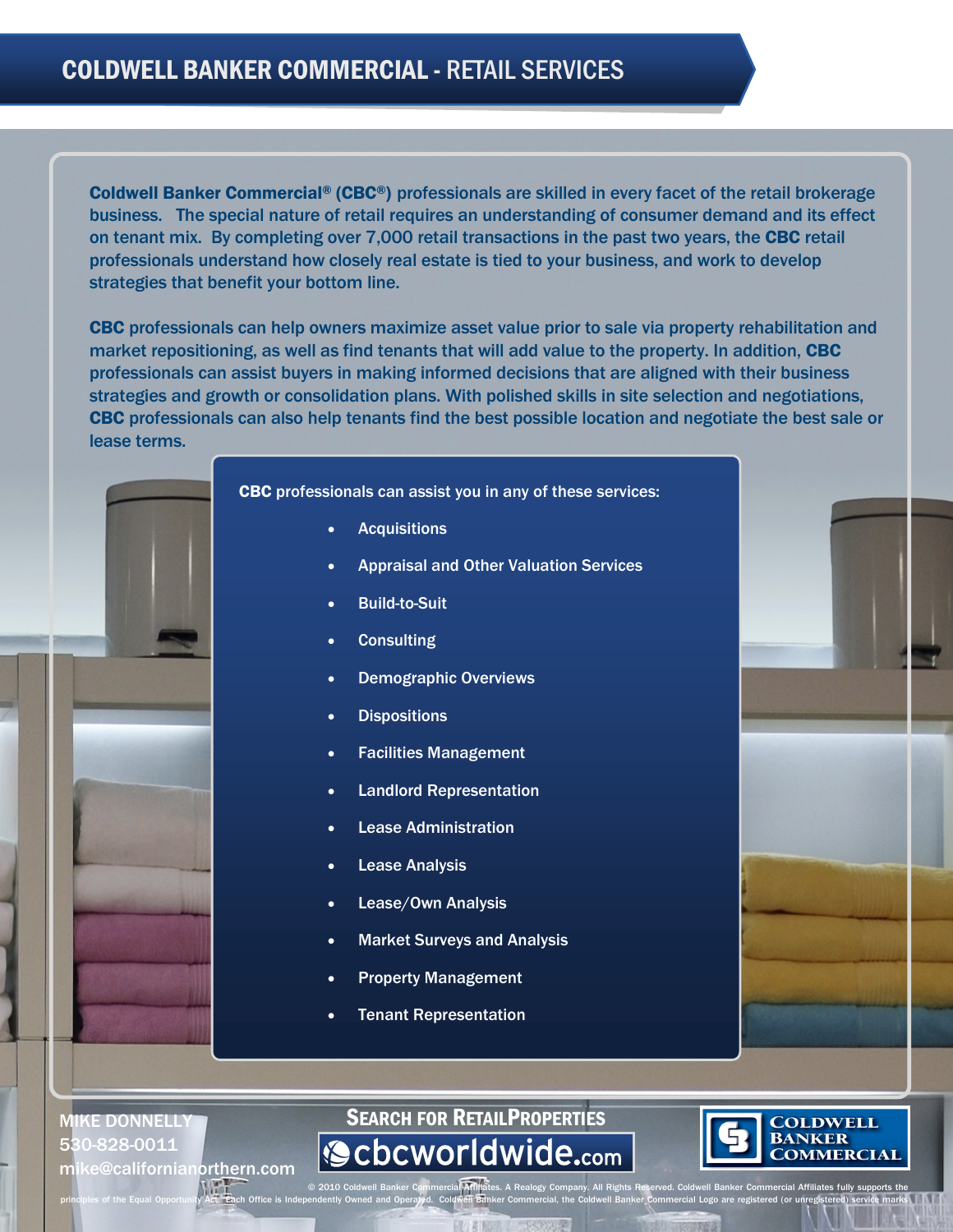# COLDWELL BANKER COMMERCIAL - RETAIL SERVICES

**Coldwell Banker Commercial® (CBC®)** professionals are skilled in every facet of the retail brokerage business. The special nature of retail requires an understanding of consumer demand and its effect on tenant mix. By completing over 7,000 retail transactions in the past two years, the **CBC** retail professionals understand how closely real estate is tied to your business, and work to develop strategies that benefit your bottom line.

**CBC** professionals can help owners maximize asset value prior to sale via property rehabilitation and market repositioning, as well as find tenants that will add value to the property. In addition, **CBC** professionals can assist buyers in making informed decisions that are aligned with their business strategies and growth or consolidation plans. With polished skills in site selection and negotiations, **CBC** professionals can also help tenants find the best possible location and negotiate the best sale or lease terms.

**CBC** professionals can assist you in any of these services:

- Acquisitions
- Appraisal and Other Valuation Services
- Build-to-Suit
- Consulting
- Demographic Overviews
- Dispositions
- Facilities Management
- Landlord Representation
- Lease Administration
- Lease Analysis
- Lease/Own Analysis
- Market Surveys and Analysis
- Property Management
- Tenant Representation

MIKE DONNELLY
530-828-0011
mike@californianorthern.com

SEARCH FOR RETAILPROPERTIES
cbcworldwide.com

COLDWELL BANKER COMMERCIAL

© 2010 Coldwell Banker Commercial Affiliates. A Realogy Company. All Rights Reserved. Coldwell Banker Commercial Affiliates fully supports the principles of the Equal Opportunity Act. Each Office is Independently Owned and Operated. Coldwell Banker Commercial, the Coldwell Banker Commercial Logo are registered (or unregistered) service marks